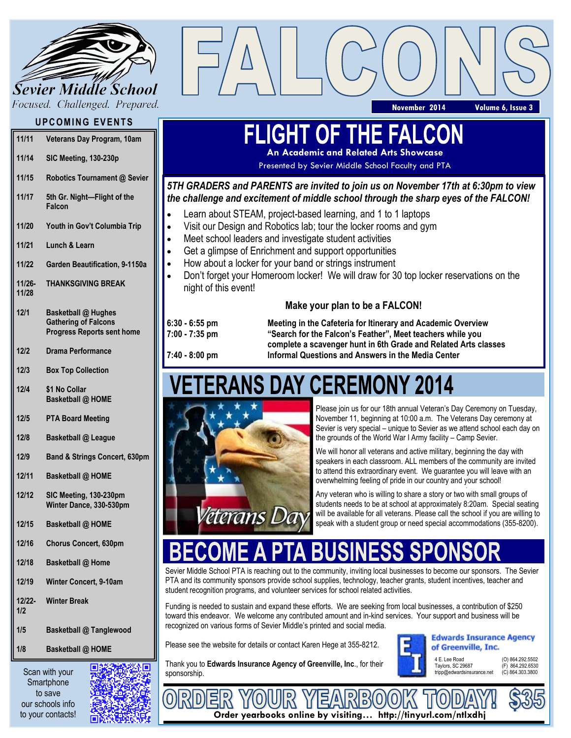# FALCONS

**Sevier Middle School**

*Focused. Challenged. Prepared.*

November 2014 — Volume 6, Issue 3

## UPCOMING EVENTS

| Date | Event |
|---|---|
| 11/11 | Veterans Day Program, 10am |
| 11/14 | SIC Meeting, 130-230p |
| 11/15 | Robotics Tournament @ Sevier |
| 11/17 | 5th Gr. Night—Flight of the Falcon |
| 11/20 | Youth in Gov't Columbia Trip |
| 11/21 | Lunch & Learn |
| 11/22 | Garden Beautification, 9-1150a |
| 11/26-11/28 | THANKSGIVING BREAK |
| 12/1 | Basketball @ Hughes<br>Gathering of Falcons<br>Progress Reports sent home |
| 12/2 | Drama Performance |
| 12/3 | Box Top Collection |
| 12/4 | $1 No Collar<br>Basketball @ HOME |
| 12/5 | PTA Board Meeting |
| 12/8 | Basketball @ League |
| 12/9 | Band & Strings Concert, 630pm |
| 12/11 | Basketball @ HOME |
| 12/12 | SIC Meeting, 130-230pm<br>Winter Dance, 330-530pm |
| 12/15 | Basketball @ HOME |
| 12/16 | Chorus Concert, 630pm |
| 12/18 | Basketball @ Home |
| 12/19 | Winter Concert, 9-10am |
| 12/22-1/2 | Winter Break |
| 1/5 | Basketball @ Tanglewood |
| 1/8 | Basketball @ HOME |

Scan with your Smartphone to save our schools info to your contacts!

## FLIGHT OF THE FALCON

**An Academic and Related Arts Showcase**

Presented by Sevier Middle School Faculty and PTA

***5TH GRADERS and PARENTS are invited to join us on November 17th at 6:30pm to view the challenge and excitement of middle school through the sharp eyes of the FALCON!***

- Learn about STEAM, project-based learning, and 1 to 1 laptops
- Visit our Design and Robotics lab; tour the locker rooms and gym
- Meet school leaders and investigate student activities
- Get a glimpse of Enrichment and support opportunities
- How about a locker for your band or strings instrument
- Don't forget your Homeroom locker! We will draw for 30 top locker reservations on the night of this event!

**Make your plan to be a FALCON!**

| Time | Activity |
|---|---|
| 6:30 - 6:55 pm | Meeting in the Cafeteria for Itinerary and Academic Overview |
| 7:00 - 7:35 pm | "Search for the Falcon's Feather", Meet teachers while you complete a scavenger hunt in 6th Grade and Related Arts classes |
| 7:40 - 8:00 pm | Informal Questions and Answers in the Media Center |

## VETERANS DAY CEREMONY 2014

Please join us for our 18th annual Veteran's Day Ceremony on Tuesday, November 11, beginning at 10:00 a.m. The Veterans Day ceremony at Sevier is very special – unique to Sevier as we attend school each day on the grounds of the World War I Army facility – Camp Sevier.

We will honor all veterans and active military, beginning the day with speakers in each classroom. ALL members of the community are invited to attend this extraordinary event. We guarantee you will leave with an overwhelming feeling of pride in our country and your school!

Any veteran who is willing to share a story or two with small groups of students needs to be at school at approximately 8:20am. Special seating will be available for all veterans. Please call the school if you are willing to speak with a student group or need special accommodations (355-8200).

## BECOME A PTA BUSINESS SPONSOR

Sevier Middle School PTA is reaching out to the community, inviting local businesses to become our sponsors. The Sevier PTA and its community sponsors provide school supplies, technology, teacher grants, student incentives, teacher and student recognition programs, and volunteer services for school related activities.

Funding is needed to sustain and expand these efforts. We are seeking from local businesses, a contribution of $250 toward this endeavor. We welcome any contributed amount and in-kind services. Your support and business will be recognized on various forms of Sevier Middle's printed and social media.

Please see the website for details or contact Karen Hege at 355-8212.

Thank you to **Edwards Insurance Agency of Greenville, Inc.**, for their sponsorship.

**Edwards Insurance Agency of Greenville, Inc.**
4 E. Lee Road
Taylors, SC 29687
tripp@edwardsinsurance.net
(O) 864.292.5502
(F) 864.292.6530
(C) 864.303.3800

## ORDER YOUR YEARBOOK TODAY! $35

**Order yearbooks online by visiting… http://tinyurl.com/ntlxdhj**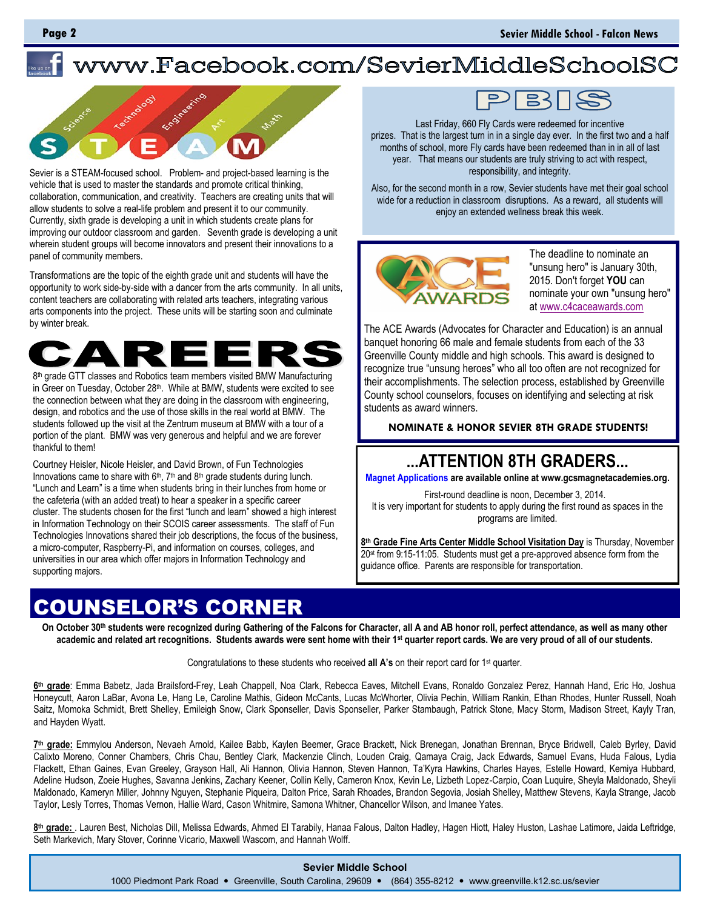www.Facebook.com/SevierMiddleSchoolSC

Science Technology Engineering Art Math

S T E A M

Sevier is a STEAM-focused school. Problem- and project-based learning is the vehicle that is used to master the standards and promote critical thinking, collaboration, communication, and creativity. Teachers are creating units that will allow students to solve a real-life problem and present it to our community. Currently, sixth grade is developing a unit in which students create plans for improving our outdoor classroom and garden. Seventh grade is developing a unit wherein student groups will become innovators and present their innovations to a panel of community members.

Transformations are the topic of the eighth grade unit and students will have the opportunity to work side-by-side with a dancer from the arts community. In all units, content teachers are collaborating with related arts teachers, integrating various arts components into the project. These units will be starting soon and culminate by winter break.

# CAREERS

8th grade GTT classes and Robotics team members visited BMW Manufacturing in Greer on Tuesday, October 28th. While at BMW, students were excited to see the connection between what they are doing in the classroom with engineering, design, and robotics and the use of those skills in the real world at BMW. The students followed up the visit at the Zentrum museum at BMW with a tour of a portion of the plant. BMW was very generous and helpful and we are forever thankful to them!

Courtney Heisler, Nicole Heisler, and David Brown, of Fun Technologies Innovations came to share with 6th, 7th and 8th grade students during lunch. "Lunch and Learn" is a time when students bring in their lunches from home or the cafeteria (with an added treat) to hear a speaker in a specific career cluster. The students chosen for the first "lunch and learn" showed a high interest in Information Technology on their SCOIS career assessments. The staff of Fun Technologies Innovations shared their job descriptions, the focus of the business, a micro-computer, Raspberry-Pi, and information on courses, colleges, and universities in our area which offer majors in Information Technology and supporting majors.

# PBIS

Last Friday, 660 Fly Cards were redeemed for incentive prizes. That is the largest turn in in a single day ever. In the first two and a half months of school, more Fly cards have been redeemed than in in all of last year. That means our students are truly striving to act with respect, responsibility, and integrity.

Also, for the second month in a row, Sevier students have met their goal school wide for a reduction in classroom disruptions. As a reward, all students will enjoy an extended wellness break this week.

# ACE AWARDS

The deadline to nominate an "unsung hero" is January 30th, 2015. Don't forget **YOU** can nominate your own "unsung hero" at www.c4caceawards.com

The ACE Awards (Advocates for Character and Education) is an annual banquet honoring 66 male and female students from each of the 33 Greenville County middle and high schools. This award is designed to recognize true "unsung heroes" who all too often are not recognized for their accomplishments. The selection process, established by Greenville County school counselors, focuses on identifying and selecting at risk students as award winners.

**NOMINATE & HONOR SEVIER 8TH GRADE STUDENTS!**

# ...ATTENTION 8TH GRADERS...

**Magnet Applications are available online at www.gcsmagnetacademies.org.**

First-round deadline is noon, December 3, 2014.
It is very important for students to apply during the first round as spaces in the programs are limited.

**8th Grade Fine Arts Center Middle School Visitation Day** is Thursday, November 20st from 9:15-11:05. Students must get a pre-approved absence form from the guidance office. Parents are responsible for transportation.

# COUNSELOR'S CORNER

**On October 30th students were recognized during Gathering of the Falcons for Character, all A and AB honor roll, perfect attendance, as well as many other academic and related art recognitions. Students awards were sent home with their 1st quarter report cards. We are very proud of all of our students.**

Congratulations to these students who received **all A's** on their report card for 1st quarter.

**6th grade**: Emma Babetz, Jada Brailsford-Frey, Leah Chappell, Noa Clark, Rebecca Eaves, Mitchell Evans, Ronaldo Gonzalez Perez, Hannah Hand, Eric Ho, Joshua Honeycutt, Aaron LaBar, Avona Le, Hang Le, Caroline Mathis, Gideon McCants, Lucas McWhorter, Olivia Pechin, William Rankin, Ethan Rhodes, Hunter Russell, Noah Saitz, Momoka Schmidt, Brett Shelley, Emileigh Snow, Clark Sponseller, Davis Sponseller, Parker Stambaugh, Patrick Stone, Macy Storm, Madison Street, Kayly Tran, and Hayden Wyatt.

**7th grade:** Emmylou Anderson, Nevaeh Arnold, Kailee Babb, Kaylen Beemer, Grace Brackett, Nick Brenegan, Jonathan Brennan, Bryce Bridwell, Caleb Byrley, David Calixto Moreno, Conner Chambers, Chris Chau, Bentley Clark, Mackenzie Clinch, Louden Craig, Qamaya Craig, Jack Edwards, Samuel Evans, Huda Falous, Lydia Flackett, Ethan Gaines, Evan Greeley, Grayson Hall, Ali Hannon, Olivia Hannon, Steven Hannon, Ta'Kyra Hawkins, Charles Hayes, Estelle Howard, Kemiya Hubbard, Adeline Hudson, Zoeie Hughes, Savanna Jenkins, Zachary Keener, Collin Kelly, Cameron Knox, Kevin Le, Lizbeth Lopez-Carpio, Coan Luquire, Sheyla Maldonado, Sheyli Maldonado, Kameryn Miller, Johnny Nguyen, Stephanie Piqueira, Dalton Price, Sarah Rhoades, Brandon Segovia, Josiah Shelley, Matthew Stevens, Kayla Strange, Jacob Taylor, Lesly Torres, Thomas Vernon, Hallie Ward, Cason Whitmire, Samona Whitner, Chancellor Wilson, and Imanee Yates.

**8th grade:** . Lauren Best, Nicholas Dill, Melissa Edwards, Ahmed El Tarabily, Hanaa Falous, Dalton Hadley, Hagen Hiott, Haley Huston, Lashae Latimore, Jaida Leftridge, Seth Markevich, Mary Stover, Corinne Vicario, Maxwell Wascom, and Hannah Wolff.

**Sevier Middle School**
1000 Piedmont Park Road • Greenville, South Carolina, 29609 • (864) 355-8212 • www.greenville.k12.sc.us/sevier